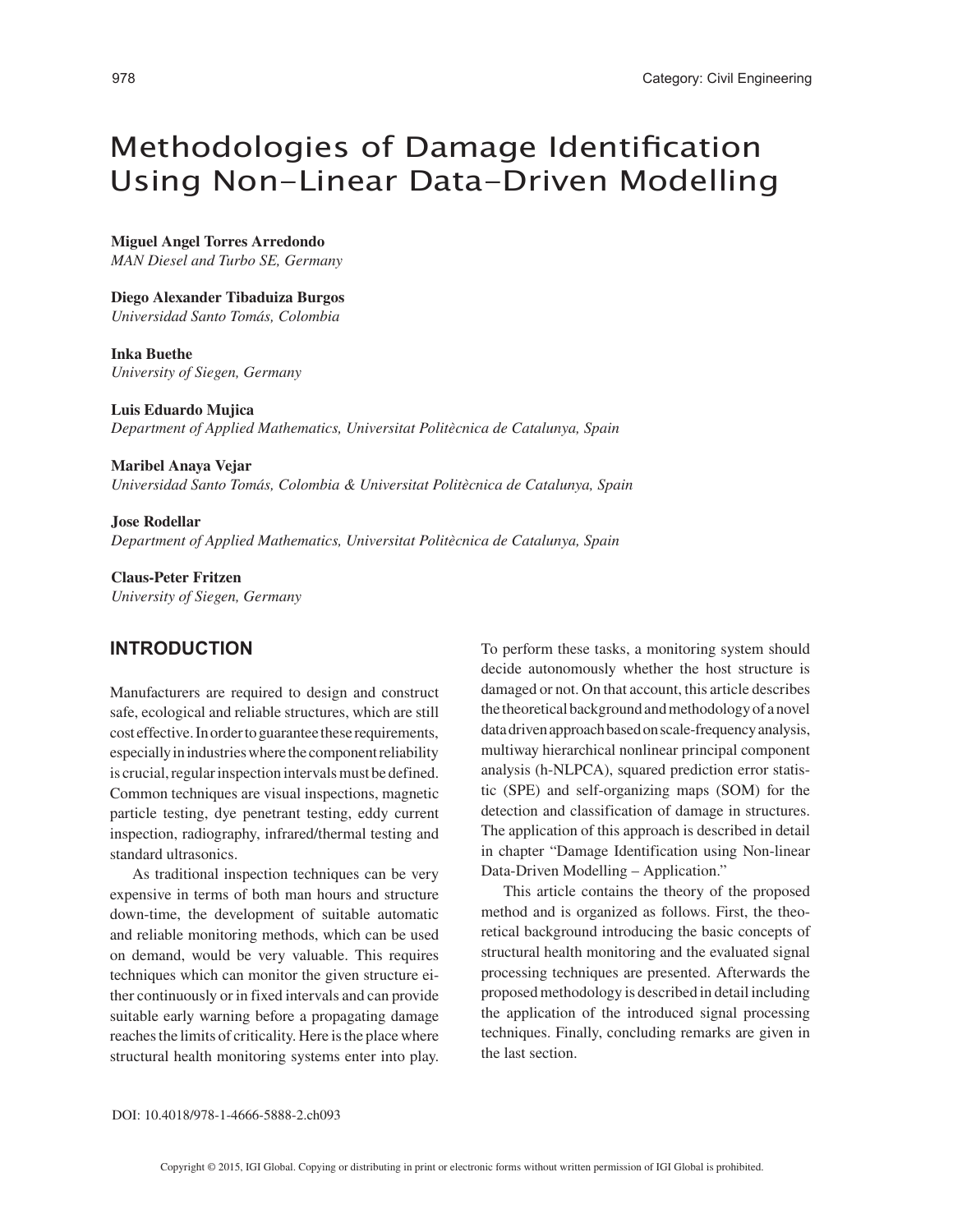# Methodologies of Damage Identification Using Non-Linear Data-Driven Modelling

**Miguel Angel Torres Arredondo**
*MAN Diesel and Turbo SE, Germany*

**Diego Alexander Tibaduiza Burgos**
*Universidad Santo Tomás, Colombia*

**Inka Buethe**
*University of Siegen, Germany*

**Luis Eduardo Mujica**
*Department of Applied Mathematics, Universitat Politècnica de Catalunya, Spain*

**Maribel Anaya Vejar**
*Universidad Santo Tomás, Colombia & Universitat Politècnica de Catalunya, Spain*

**Jose Rodellar**
*Department of Applied Mathematics, Universitat Politècnica de Catalunya, Spain*

**Claus-Peter Fritzen**
*University of Siegen, Germany*

## INTRODUCTION

Manufacturers are required to design and construct safe, ecological and reliable structures, which are still cost effective. In order to guarantee these requirements, especially in industries where the component reliability is crucial, regular inspection intervals must be defined. Common techniques are visual inspections, magnetic particle testing, dye penetrant testing, eddy current inspection, radiography, infrared/thermal testing and standard ultrasonics.

As traditional inspection techniques can be very expensive in terms of both man hours and structure down-time, the development of suitable automatic and reliable monitoring methods, which can be used on demand, would be very valuable. This requires techniques which can monitor the given structure either continuously or in fixed intervals and can provide suitable early warning before a propagating damage reaches the limits of criticality. Here is the place where structural health monitoring systems enter into play. To perform these tasks, a monitoring system should decide autonomously whether the host structure is damaged or not. On that account, this article describes the theoretical background and methodology of a novel data driven approach based on scale-frequency analysis, multiway hierarchical nonlinear principal component analysis (h-NLPCA), squared prediction error statistic (SPE) and self-organizing maps (SOM) for the detection and classification of damage in structures. The application of this approach is described in detail in chapter "Damage Identification using Non-linear Data-Driven Modelling – Application."

This article contains the theory of the proposed method and is organized as follows. First, the theoretical background introducing the basic concepts of structural health monitoring and the evaluated signal processing techniques are presented. Afterwards the proposed methodology is described in detail including the application of the introduced signal processing techniques. Finally, concluding remarks are given in the last section.

DOI: 10.4018/978-1-4666-5888-2.ch093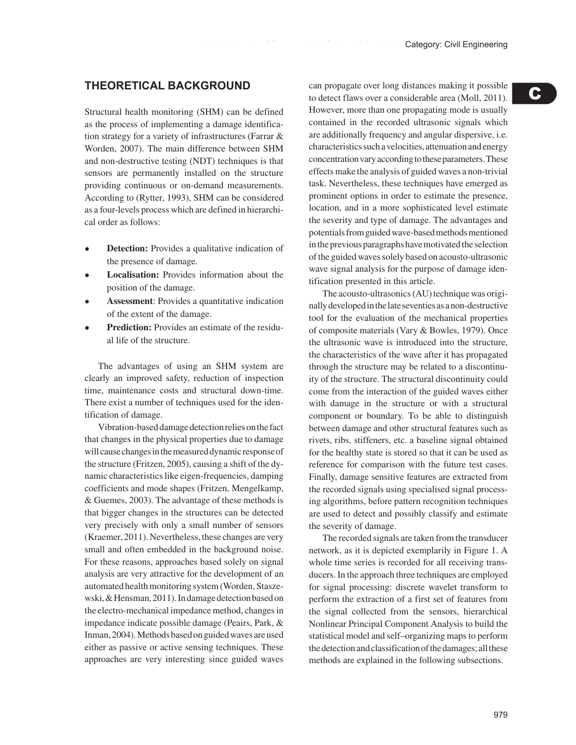## THEORETICAL BACKGROUND

Structural health monitoring (SHM) can be defined as the process of implementing a damage identification strategy for a variety of infrastructures (Farrar & Worden, 2007). The main difference between SHM and non-destructive testing (NDT) techniques is that sensors are permanently installed on the structure providing continuous or on-demand measurements. According to (Rytter, 1993), SHM can be considered as a four-levels process which are defined in hierarchical order as follows:

- **Detection:** Provides a qualitative indication of the presence of damage.
- **Localisation:** Provides information about the position of the damage.
- **Assessment**: Provides a quantitative indication of the extent of the damage.
- **Prediction:** Provides an estimate of the residual life of the structure.

The advantages of using an SHM system are clearly an improved safety, reduction of inspection time, maintenance costs and structural down-time. There exist a number of techniques used for the identification of damage.

Vibration-based damage detection relies on the fact that changes in the physical properties due to damage will cause changes in the measured dynamic response of the structure (Fritzen, 2005), causing a shift of the dynamic characteristics like eigen-frequencies, damping coefficients and mode shapes (Fritzen, Mengelkamp, & Guemes, 2003). The advantage of these methods is that bigger changes in the structures can be detected very precisely with only a small number of sensors (Kraemer, 2011). Nevertheless, these changes are very small and often embedded in the background noise. For these reasons, approaches based solely on signal analysis are very attractive for the development of an automated health monitoring system (Worden, Staszewski, & Hensman, 2011). In damage detection based on the electro-mechanical impedance method, changes in impedance indicate possible damage (Peairs, Park, & Inman, 2004). Methods based on guided waves are used either as passive or active sensing techniques. These approaches are very interesting since guided waves can propagate over long distances making it possible to detect flaws over a considerable area (Moll, 2011). However, more than one propagating mode is usually contained in the recorded ultrasonic signals which are additionally frequency and angular dispersive, i.e. characteristics such a velocities, attenuation and energy concentration vary according to these parameters. These effects make the analysis of guided waves a non-trivial task. Nevertheless, these techniques have emerged as prominent options in order to estimate the presence, location, and in a more sophisticated level estimate the severity and type of damage. The advantages and potentials from guided wave-based methods mentioned in the previous paragraphs have motivated the selection of the guided waves solely based on acousto-ultrasonic wave signal analysis for the purpose of damage identification presented in this article.

The acousto-ultrasonics (AU) technique was originally developed in the late seventies as a non-destructive tool for the evaluation of the mechanical properties of composite materials (Vary & Bowles, 1979). Once the ultrasonic wave is introduced into the structure, the characteristics of the wave after it has propagated through the structure may be related to a discontinuity of the structure. The structural discontinuity could come from the interaction of the guided waves either with damage in the structure or with a structural component or boundary. To be able to distinguish between damage and other structural features such as rivets, ribs, stiffeners, etc. a baseline signal obtained for the healthy state is stored so that it can be used as reference for comparison with the future test cases. Finally, damage sensitive features are extracted from the recorded signals using specialised signal processing algorithms, before pattern recognition techniques are used to detect and possibly classify and estimate the severity of damage.

The recorded signals are taken from the transducer network, as it is depicted exemplarily in Figure 1. A whole time series is recorded for all receiving transducers. In the approach three techniques are employed for signal processing: discrete wavelet transform to perform the extraction of a first set of features from the signal collected from the sensors, hierarchical Nonlinear Principal Component Analysis to build the statistical model and self–organizing maps to perform the detection and classification of the damages; all these methods are explained in the following subsections.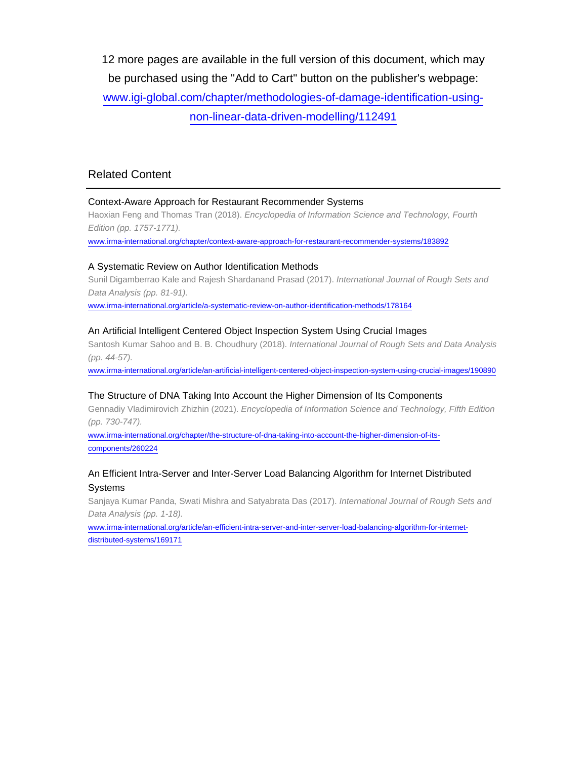12 more pages are available in the full version of this document, which may be purchased using the "Add to Cart" button on the publisher's webpage: [www.igi-global.com/chapter/methodologies-of-damage-identification-using-non-linear-data-driven-modelling/112491](www.igi-global.com/chapter/methodologies-of-damage-identification-using-non-linear-data-driven-modelling/112491)

## Related Content

**Context-Aware Approach for Restaurant Recommender Systems**
Haoxian Feng and Thomas Tran (2018). *Encyclopedia of Information Science and Technology, Fourth Edition (pp. 1757-1771).*
[www.irma-international.org/chapter/context-aware-approach-for-restaurant-recommender-systems/183892](www.irma-international.org/chapter/context-aware-approach-for-restaurant-recommender-systems/183892)

**A Systematic Review on Author Identification Methods**
Sunil Digamberrao Kale and Rajesh Shardanand Prasad (2017). *International Journal of Rough Sets and Data Analysis (pp. 81-91).*
[www.irma-international.org/article/a-systematic-review-on-author-identification-methods/178164](www.irma-international.org/article/a-systematic-review-on-author-identification-methods/178164)

**An Artificial Intelligent Centered Object Inspection System Using Crucial Images**
Santosh Kumar Sahoo and B. B. Choudhury (2018). *International Journal of Rough Sets and Data Analysis (pp. 44-57).*
[www.irma-international.org/article/an-artificial-intelligent-centered-object-inspection-system-using-crucial-images/190890](www.irma-international.org/article/an-artificial-intelligent-centered-object-inspection-system-using-crucial-images/190890)

**The Structure of DNA Taking Into Account the Higher Dimension of Its Components**
Gennadiy Vladimirovich Zhizhin (2021). *Encyclopedia of Information Science and Technology, Fifth Edition (pp. 730-747).*
[www.irma-international.org/chapter/the-structure-of-dna-taking-into-account-the-higher-dimension-of-its-components/260224](www.irma-international.org/chapter/the-structure-of-dna-taking-into-account-the-higher-dimension-of-its-components/260224)

**An Efficient Intra-Server and Inter-Server Load Balancing Algorithm for Internet Distributed Systems**
Sanjaya Kumar Panda, Swati Mishra and Satyabrata Das (2017). *International Journal of Rough Sets and Data Analysis (pp. 1-18).*
[www.irma-international.org/article/an-efficient-intra-server-and-inter-server-load-balancing-algorithm-for-internet-distributed-systems/169171](www.irma-international.org/article/an-efficient-intra-server-and-inter-server-load-balancing-algorithm-for-internet-distributed-systems/169171)